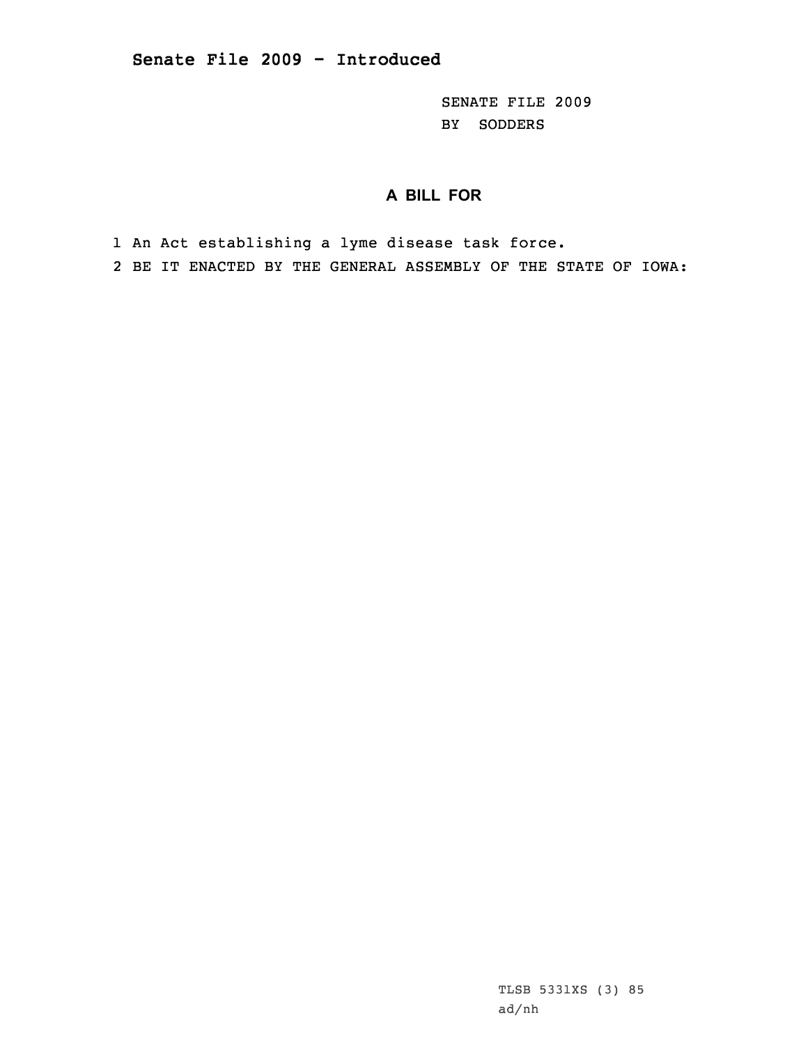## Senate File 2009 - Introduced

SENATE FILE 2009
BY SODDERS

### A BILL FOR

1 An Act establishing a lyme disease task force.
2 BE IT ENACTED BY THE GENERAL ASSEMBLY OF THE STATE OF IOWA:

TLSB 5331XS (3) 85
ad/nh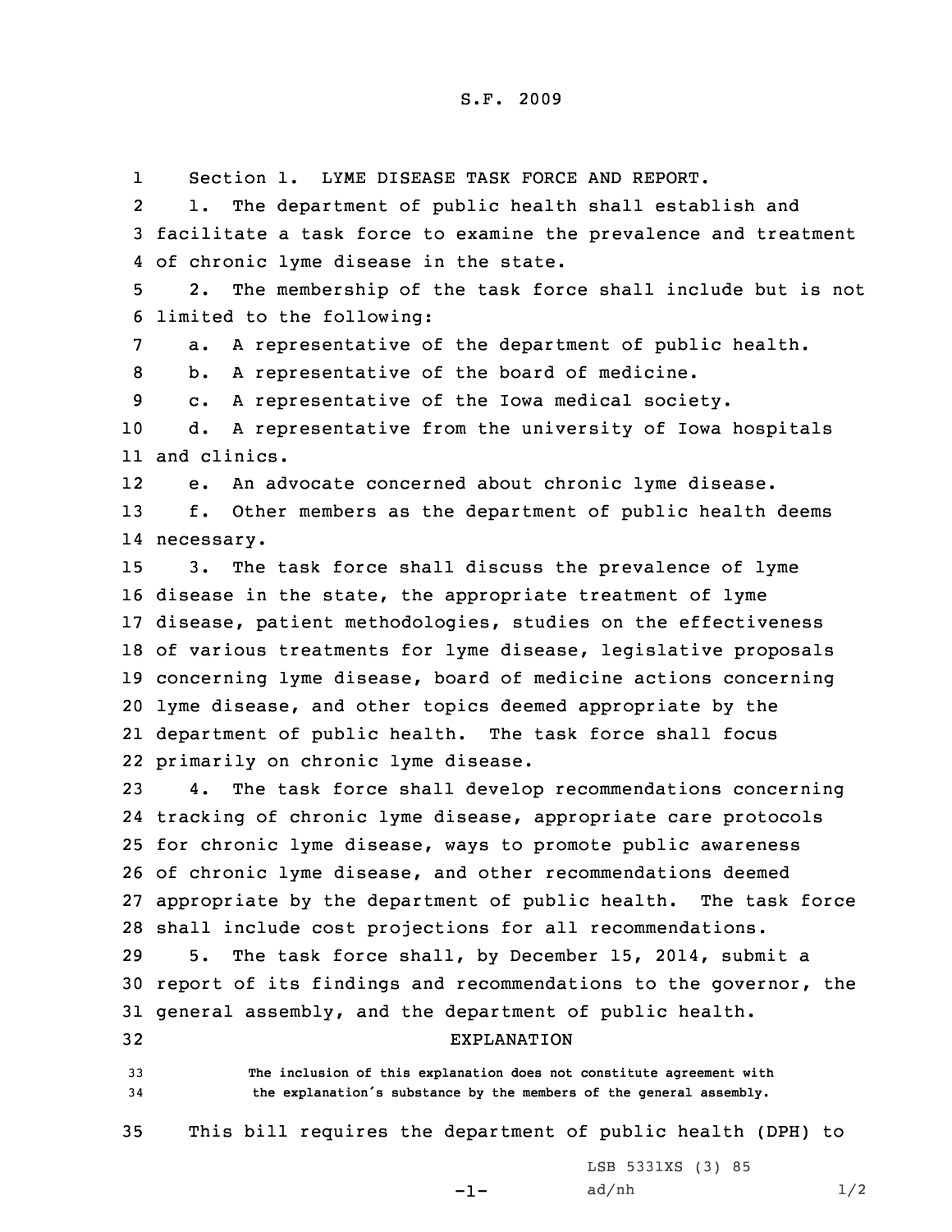S.F. 2009

Section 1. LYME DISEASE TASK FORCE AND REPORT.

1. The department of public health shall establish and facilitate a task force to examine the prevalence and treatment of chronic lyme disease in the state.

2. The membership of the task force shall include but is not limited to the following:

a. A representative of the department of public health.

b. A representative of the board of medicine.

c. A representative of the Iowa medical society.

d. A representative from the university of Iowa hospitals and clinics.

e. An advocate concerned about chronic lyme disease.

f. Other members as the department of public health deems necessary.

3. The task force shall discuss the prevalence of lyme disease in the state, the appropriate treatment of lyme disease, patient methodologies, studies on the effectiveness of various treatments for lyme disease, legislative proposals concerning lyme disease, board of medicine actions concerning lyme disease, and other topics deemed appropriate by the department of public health. The task force shall focus primarily on chronic lyme disease.

4. The task force shall develop recommendations concerning tracking of chronic lyme disease, appropriate care protocols for chronic lyme disease, ways to promote public awareness of chronic lyme disease, and other recommendations deemed appropriate by the department of public health. The task force shall include cost projections for all recommendations.

5. The task force shall, by December 15, 2014, submit a report of its findings and recommendations to the governor, the general assembly, and the department of public health.

## EXPLANATION

The inclusion of this explanation does not constitute agreement with the explanation's substance by the members of the general assembly.

This bill requires the department of public health (DPH) to

LSB 5331XS (3) 85
ad/nh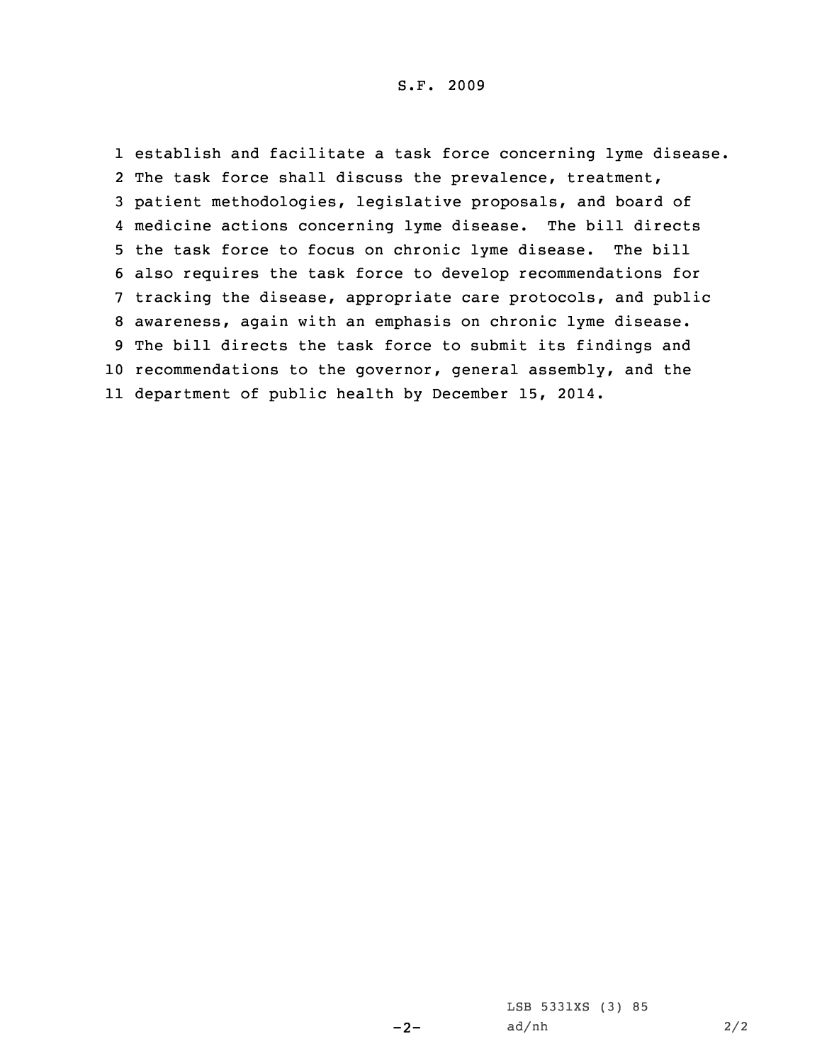establish and facilitate a task force concerning lyme disease. The task force shall discuss the prevalence, treatment, patient methodologies, legislative proposals, and board of medicine actions concerning lyme disease. The bill directs the task force to focus on chronic lyme disease. The bill also requires the task force to develop recommendations for tracking the disease, appropriate care protocols, and public awareness, again with an emphasis on chronic lyme disease. The bill directs the task force to submit its findings and recommendations to the governor, general assembly, and the department of public health by December 15, 2014.